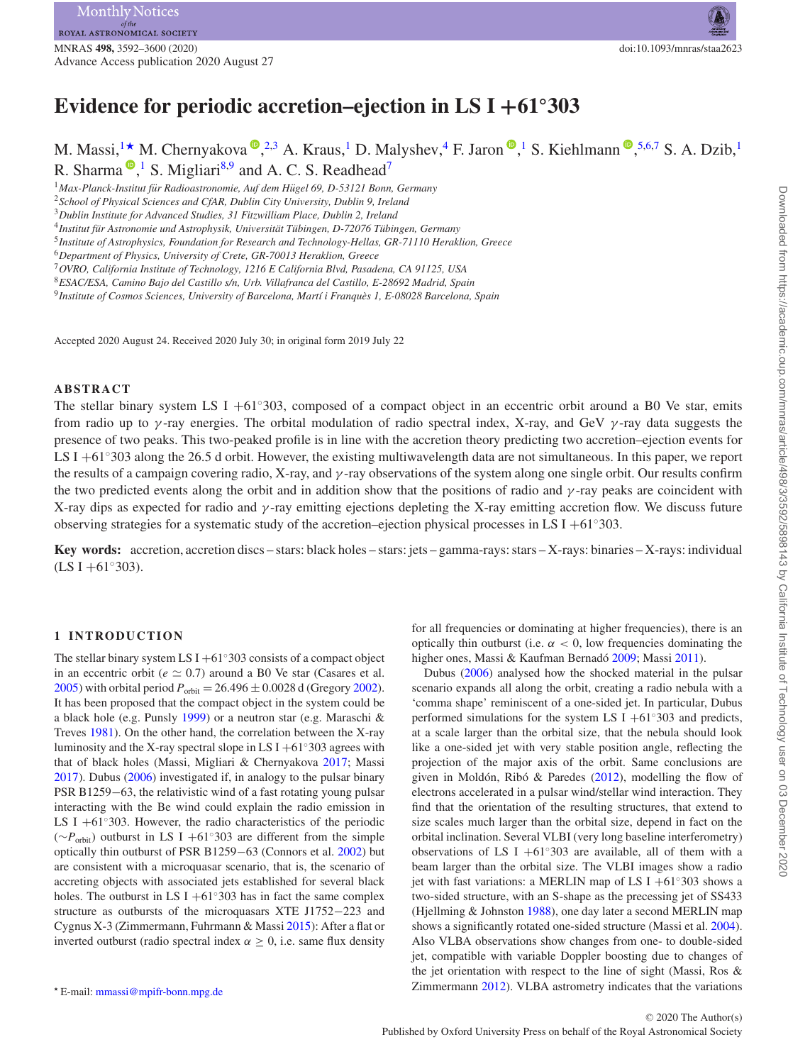# Evidence for periodic accretion–ejection in LS I +61°303

M. Massi,[1]★ M. Chernyakova,[2,3] A. Kraus,[1] D. Malyshev,[4] F. Jaron,[1] S. Kiehlmann,[5,6,7] S. A. Dzib,[1] R. Sharma,[1] S. Migliari[8,9] and A. C. S. Readhead[7]

[1] Max-Planck-Institut für Radioastronomie, Auf dem Hügel 69, D-53121 Bonn, Germany
[2] School of Physical Sciences and CfAR, Dublin City University, Dublin 9, Ireland
[3] Dublin Institute for Advanced Studies, 31 Fitzwilliam Place, Dublin 2, Ireland
[4] Institut für Astronomie und Astrophysik, Universität Tübingen, D-72076 Tübingen, Germany
[5] Institute of Astrophysics, Foundation for Research and Technology-Hellas, GR-71110 Heraklion, Greece
[6] Department of Physics, University of Crete, GR-70013 Heraklion, Greece
[7] OVRO, California Institute of Technology, 1216 E California Blvd, Pasadena, CA 91125, USA
[8] ESAC/ESA, Camino Bajo del Castillo s/n, Urb. Villafranca del Castillo, E-28692 Madrid, Spain
[9] Institute of Cosmos Sciences, University of Barcelona, Martí i Franquès 1, E-08028 Barcelona, Spain

Accepted 2020 August 24. Received 2020 July 30; in original form 2019 July 22

## ABSTRACT

The stellar binary system LS I +61°303, composed of a compact object in an eccentric orbit around a B0 Ve star, emits from radio up to $\gamma$-ray energies. The orbital modulation of radio spectral index, X-ray, and GeV $\gamma$-ray data suggests the presence of two peaks. This two-peaked profile is in line with the accretion theory predicting two accretion–ejection events for LS I +61°303 along the 26.5 d orbit. However, the existing multiwavelength data are not simultaneous. In this paper, we report the results of a campaign covering radio, X-ray, and $\gamma$-ray observations of the system along one single orbit. Our results confirm the two predicted events along the orbit and in addition show that the positions of radio and $\gamma$-ray peaks are coincident with X-ray dips as expected for radio and $\gamma$-ray emitting ejections depleting the X-ray emitting accretion flow. We discuss future observing strategies for a systematic study of the accretion–ejection physical processes in LS I +61°303.

**Key words:** accretion, accretion discs – stars: black holes – stars: jets – gamma-rays: stars – X-rays: binaries – X-rays: individual (LS I +61°303).

## 1 INTRODUCTION

The stellar binary system LS I +61°303 consists of a compact object in an eccentric orbit ($e \simeq 0.7$) around a B0 Ve star (Casares et al. 2005) with orbital period $P_{\rm orbit} = 26.496 \pm 0.0028$ d (Gregory 2002). It has been proposed that the compact object in the system could be a black hole (e.g. Punsly 1999) or a neutron star (e.g. Maraschi & Treves 1981). On the other hand, the correlation between the X-ray luminosity and the X-ray spectral slope in LS I +61°303 agrees with that of black holes (Massi, Migliari & Chernyakova 2017; Massi 2017). Dubus (2006) investigated if, in analogy to the pulsar binary PSR B1259−63, the relativistic wind of a fast rotating young pulsar interacting with the Be wind could explain the radio emission in LS I +61°303. However, the radio characteristics of the periodic ($\sim P_{\rm orbit}$) outburst in LS I +61°303 are different from the simple optically thin outburst of PSR B1259−63 (Connors et al. 2002) but are consistent with a microquasar scenario, that is, the scenario of accreting objects with associated jets established for several black holes. The outburst in LS I +61°303 has in fact the same complex structure as outbursts of the microquasars XTE J1752−223 and Cygnus X-3 (Zimmermann, Fuhrmann & Massi 2015): After a flat or inverted outburst (radio spectral index $\alpha \geq 0$, i.e. same flux density for all frequencies or dominating at higher frequencies), there is an optically thin outburst (i.e. $\alpha < 0$, low frequencies dominating the higher ones, Massi & Kaufman Bernadó 2009; Massi 2011).

Dubus (2006) analysed how the shocked material in the pulsar scenario expands all along the orbit, creating a radio nebula with a 'comma shape' reminiscent of a one-sided jet. In particular, Dubus performed simulations for the system LS I +61°303 and predicts, at a scale larger than the orbital size, that the nebula should look like a one-sided jet with very stable position angle, reflecting the projection of the major axis of the orbit. Same conclusions are given in Moldón, Ribó & Paredes (2012), modelling the flow of electrons accelerated in a pulsar wind/stellar wind interaction. They find that the orientation of the resulting structures, that extend to size scales much larger than the orbital size, depend in fact on the orbital inclination. Several VLBI (very long baseline interferometry) observations of LS I +61°303 are available, all of them with a beam larger than the orbital size. The VLBI images show a radio jet with fast variations: a MERLIN map of LS I +61°303 shows a two-sided structure, with an S-shape as the precessing jet of SS433 (Hjellming & Johnston 1988), one day later a second MERLIN map shows a significantly rotated one-sided structure (Massi et al. 2004). Also VLBA observations show changes from one- to double-sided jet, compatible with variable Doppler boosting due to changes of the jet orientation with respect to the line of sight (Massi, Ros & Zimmermann 2012). VLBA astrometry indicates that the variations

★ E-mail: mmassi@mpifr-bonn.mpg.de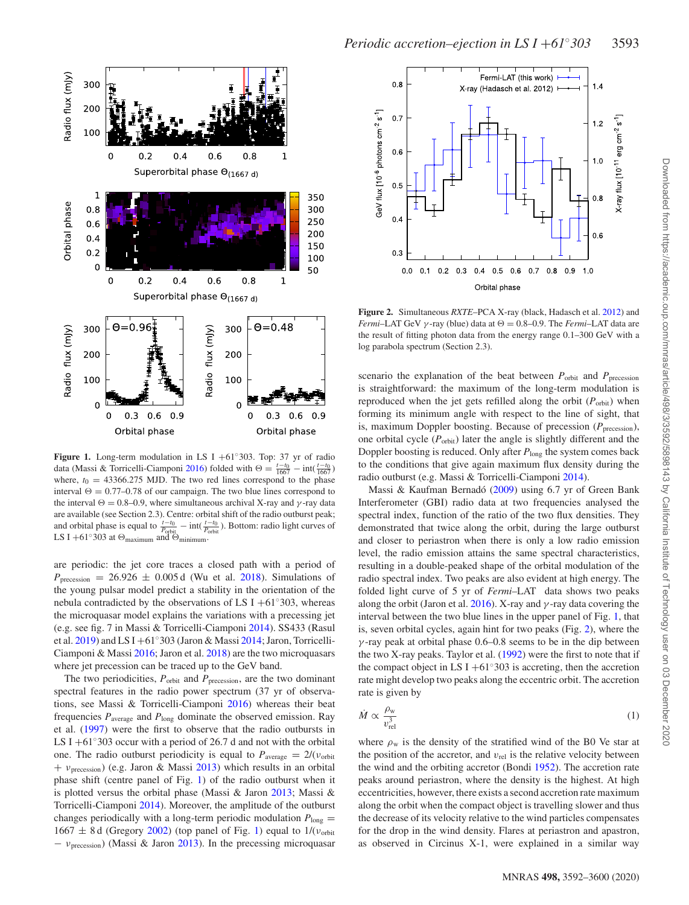**Figure 1.** Long-term modulation in LS I +61°303. Top: 37 yr of radio data (Massi & Torricelli-Ciamponi 2016) folded with $\Theta = \frac{t-t_0}{1667} - \mathrm{int}(\frac{t-t_0}{1667})$ where, $t_0$ = 43366.275 MJD. The two red lines correspond to the phase interval $\Theta$ = 0.77–0.78 of our campaign. The two blue lines correspond to the interval $\Theta$ = 0.8–0.9, where simultaneous archival X-ray and $\gamma$-ray data are available (see Section 2.3). Centre: orbital shift of the radio outburst peak; and orbital phase is equal to $\frac{t-t_0}{P_{\rm orbit}} - \mathrm{int}(\frac{t-t_0}{P_{\rm orbit}})$. Bottom: radio light curves of LS I +61°303 at $\Theta_{\rm maximum}$ and $\Theta_{\rm minimum}$.

**Figure 2.** Simultaneous *RXTE*–PCA X-ray (black, Hadasch et al. 2012) and *Fermi*–LAT GeV $\gamma$-ray (blue) data at $\Theta$ = 0.8–0.9. The *Fermi*–LAT data are the result of fitting photon data from the energy range 0.1–300 GeV with a log parabola spectrum (Section 2.3).

are periodic: the jet core traces a closed path with a period of $P_{\rm precession}$ = 26.926 ± 0.005 d (Wu et al. 2018). Simulations of the young pulsar model predict a stability in the orientation of the nebula contradicted by the observations of LS I +61°303, whereas the microquasar model explains the variations with a precessing jet (e.g. see fig. 7 in Massi & Torricelli-Ciamponi 2014). SS433 (Rasul et al. 2019) and LS I +61°303 (Jaron & Massi 2014; Jaron, Torricelli-Ciamponi & Massi 2016; Jaron et al. 2018) are the two microquasars where jet precession can be traced up to the GeV band.

The two periodicities, $P_{\rm orbit}$ and $P_{\rm precession}$, are the two dominant spectral features in the radio power spectrum (37 yr of observations, see Massi & Torricelli-Ciamponi 2016) whereas their beat frequencies $P_{\rm average}$ and $P_{\rm long}$ dominate the observed emission. Ray et al. (1997) were the first to observe that the radio outbursts in LS I +61°303 occur with a period of 26.7 d and not with the orbital one. The radio outburst periodicity is equal to $P_{\rm average}$ = $2/(\nu_{\rm orbit} + \nu_{\rm precession})$ (e.g. Jaron & Massi 2013) which results in an orbital phase shift (centre panel of Fig. 1) of the radio outburst when it is plotted versus the orbital phase (Massi & Jaron 2013; Massi & Torricelli-Ciamponi 2014). Moreover, the amplitude of the outburst changes periodically with a long-term periodic modulation $P_{\rm long}$ = 1667 ± 8 d (Gregory 2002) (top panel of Fig. 1) equal to $1/(\nu_{\rm orbit} - \nu_{\rm precession})$ (Massi & Jaron 2013). In the precessing microquasar scenario the explanation of the beat between $P_{\rm orbit}$ and $P_{\rm precession}$ is straightforward: the maximum of the long-term modulation is reproduced when the jet gets refilled along the orbit ($P_{\rm orbit}$) when forming its minimum angle with respect to the line of sight, that is, maximum Doppler boosting. Because of precession ($P_{\rm precession}$), one orbital cycle ($P_{\rm orbit}$) later the angle is slightly different and the Doppler boosting is reduced. Only after $P_{\rm long}$ the system comes back to the conditions that give again maximum flux density during the radio outburst (e.g. Massi & Torricelli-Ciamponi 2014).

Massi & Kaufman Bernadó (2009) using 6.7 yr of Green Bank Interferometer (GBI) radio data at two frequencies analysed the spectral index, function of the ratio of the two flux densities. They demonstrated that twice along the orbit, during the large outburst and closer to periastron when there is only a low radio emission level, the radio emission attains the same spectral characteristics, resulting in a double-peaked shape of the orbital modulation of the radio spectral index. Two peaks are also evident at high energy. The folded light curve of 5 yr of *Fermi*–LAT data shows two peaks along the orbit (Jaron et al. 2016). X-ray and $\gamma$-ray data covering the interval between the two blue lines in the upper panel of Fig. 1, that is, seven orbital cycles, again hint for two peaks (Fig. 2), where the $\gamma$-ray peak at orbital phase 0.6–0.8 seems to be in the dip between the two X-ray peaks. Taylor et al. (1992) were the first to note that if the compact object in LS I +61°303 is accreting, then the accretion rate might develop two peaks along the eccentric orbit. The accretion rate is given by

$$\dot{M} \propto \frac{\rho_{\rm w}}{v_{\rm rel}^3} \tag{1}$$

where $\rho_{\rm w}$ is the density of the stratified wind of the B0 Ve star at the position of the accretor, and $v_{\rm rel}$ is the relative velocity between the wind and the orbiting accretor (Bondi 1952). The accretion rate peaks around periastron, where the density is the highest. At high eccentricities, however, there exists a second accretion rate maximum along the orbit when the compact object is travelling slower and thus the decrease of its velocity relative to the wind particles compensates for the drop in the wind density. Flares at periastron and apastron, as observed in Circinus X-1, were explained in a similar way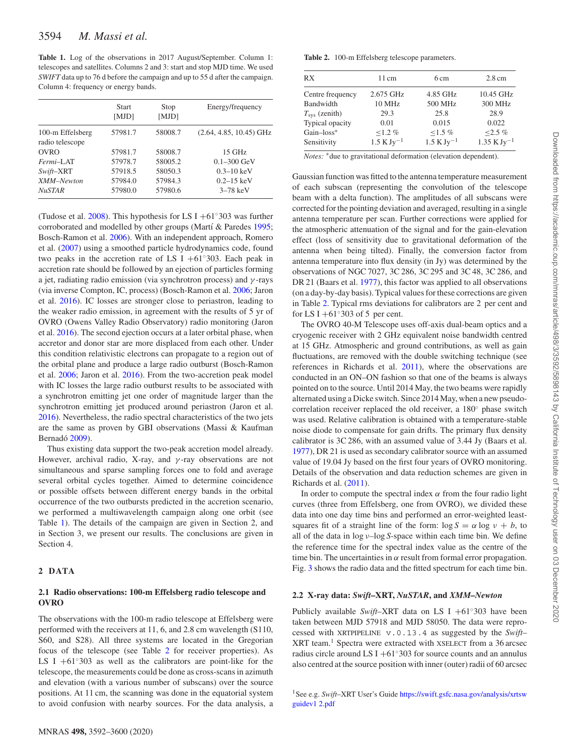**Table 1.** Log of the observations in 2017 August/September. Column 1: telescopes and satellites. Columns 2 and 3: start and stop MJD time. We used *SWIFT* data up to 76 d before the campaign and up to 55 d after the campaign. Column 4: frequency or energy bands.

| | Start [MJD] | Stop [MJD] | Energy/frequency |
|---|---|---|---|
| 100-m Effelsberg radio telescope | 57981.7 | 58008.7 | (2.64, 4.85, 10.45) GHz |
| OVRO | 57981.7 | 58008.7 | 15 GHz |
| *Fermi*–LAT | 57978.7 | 58005.2 | 0.1–300 GeV |
| *Swift*–XRT | 57918.5 | 58050.3 | 0.3–10 keV |
| *XMM–Newton* | 57984.0 | 57984.3 | 0.2–15 keV |
| *NuSTAR* | 57980.0 | 57980.6 | 3–78 keV |

(Tudose et al. 2008). This hypothesis for LS I $+61^{\circ}303$ was further corroborated and modelled by other groups (Martí & Paredes 1995; Bosch-Ramon et al. 2006). With an independent approach, Romero et al. (2007) using a smoothed particle hydrodynamics code, found two peaks in the accretion rate of LS I $+61^{\circ}303$. Each peak in accretion rate should be followed by an ejection of particles forming a jet, radiating radio emission (via synchrotron process) and $\gamma$-rays (via inverse Compton, IC, process) (Bosch-Ramon et al. 2006; Jaron et al. 2016). IC losses are stronger close to periastron, leading to the weaker radio emission, in agreement with the results of 5 yr of OVRO (Owens Valley Radio Observatory) radio monitoring (Jaron et al. 2016). The second ejection occurs at a later orbital phase, when accretor and donor star are more displaced from each other. Under this condition relativistic electrons can propagate to a region out of the orbital plane and produce a large radio outburst (Bosch-Ramon et al. 2006; Jaron et al. 2016). From the two-accretion peak model with IC losses the large radio outburst results to be associated with a synchrotron emitting jet one order of magnitude larger than the synchrotron emitting jet produced around periastron (Jaron et al. 2016). Nevertheless, the radio spectral characteristics of the two jets are the same as proven by GBI observations (Massi & Kaufman Bernadó 2009).

Thus existing data support the two-peak accretion model already. However, archival radio, X-ray, and $\gamma$-ray observations are not simultaneous and sparse sampling forces one to fold and average several orbital cycles together. Aimed to determine coincidence or possible offsets between different energy bands in the orbital occurrence of the two outbursts predicted in the accretion scenario, we performed a multiwavelength campaign along one orbit (see Table 1). The details of the campaign are given in Section 2, and in Section 3, we present our results. The conclusions are given in Section 4.

## 2 DATA

### 2.1 Radio observations: 100-m Effelsberg radio telescope and OVRO

The observations with the 100-m radio telescope at Effelsberg were performed with the receivers at 11, 6, and 2.8 cm wavelength (S110, S60, and S28). All three systems are located in the Gregorian focus of the telescope (see Table 2 for receiver properties). As LS I $+61^{\circ}303$ as well as the calibrators are point-like for the telescope, the measurements could be done as cross-scans in azimuth and elevation (with a various number of subscans) over the source positions. At 11 cm, the scanning was done in the equatorial system to avoid confusion with nearby sources. For the data analysis, a Gaussian function was fitted to the antenna temperature measurement of each subscan (representing the convolution of the telescope beam with a delta function). The amplitudes of all subscans were corrected for the pointing deviation and averaged, resulting in a single antenna temperature per scan. Further corrections were applied for the atmospheric attenuation of the signal and for the gain-elevation effect (loss of sensitivity due to gravitational deformation of the antenna when being tilted). Finally, the conversion factor from antenna temperature into flux density (in Jy) was determined by the observations of NGC 7027, 3C 286, 3C 295 and 3C 48, 3C 286, and DR 21 (Baars et al. 1977), this factor was applied to all observations (on a day-by-day basis). Typical values for these corrections are given in Table 2. Typical rms deviations for calibrators are 2 per cent and for LS I $+61^{\circ}303$ of 5 per cent.

**Table 2.** 100-m Effelsberg telescope parameters.

| RX | 11 cm | 6 cm | 2.8 cm |
|---|---|---|---|
| Centre frequency | 2.675 GHz | 4.85 GHz | 10.45 GHz |
| Bandwidth | 10 MHz | 500 MHz | 300 MHz |
| $T_{\rm sys}$ (zenith) | 29.3 | 25.8 | 28.9 |
| Typical opacity | 0.01 | 0.015 | 0.022 |
| Gain–loss* | ≤1.2 % | ≤1.5 % | ≤2.5 % |
| Sensitivity | 1.5 K Jy$^{-1}$ | 1.5 K Jy$^{-1}$ | 1.35 K Jy$^{-1}$ |

*Notes:* *due to gravitational deformation (elevation dependent).

The OVRO 40-M Telescope uses off-axis dual-beam optics and a cryogenic receiver with 2 GHz equivalent noise bandwidth centred at 15 GHz. Atmospheric and ground contributions, as well as gain fluctuations, are removed with the double switching technique (see references in Richards et al. 2011), where the observations are conducted in an ON–ON fashion so that one of the beams is always pointed on to the source. Until 2014 May, the two beams were rapidly alternated using a Dicke switch. Since 2014 May, when a new pseudo-correlation receiver replaced the old receiver, a 180° phase switch was used. Relative calibration is obtained with a temperature-stable noise diode to compensate for gain drifts. The primary flux density calibrator is 3C 286, with an assumed value of 3.44 Jy (Baars et al. 1977), DR 21 is used as secondary calibrator source with an assumed value of 19.04 Jy based on the first four years of OVRO monitoring. Details of the observation and data reduction schemes are given in Richards et al. (2011).

In order to compute the spectral index $\alpha$ from the four radio light curves (three from Effelsberg, one from OVRO), we divided these data into one day time bins and performed an error-weighted least-squares fit of a straight line of the form: $\log S = \alpha \log \nu + b$, to all of the data in $\log \nu$–$\log S$-space within each time bin. We define the reference time for the spectral index value as the centre of the time bin. The uncertainties in $\alpha$ result from formal error propagation. Fig. 3 shows the radio data and the fitted spectrum for each time bin.

### 2.2 X-ray data: *Swift*–XRT, *NuSTAR*, and *XMM–Newton*

Publicly available *Swift*–XRT data on LS I $+61^{\circ}303$ have been taken between MJD 57918 and MJD 58050. The data were reprocessed with XRTPIPELINE v.0.13.4 as suggested by the *Swift*–XRT team.[1] Spectra were extracted with XSELECT from a 36 arcsec radius circle around LS I $+61^{\circ}303$ for source counts and an annulus also centred at the source position with inner (outer) radii of 60 arcsec

[1] See e.g. *Swift*–XRT User's Guide https://swift.gsfc.nasa.gov/analysis/xrtswguidev1 2.pdf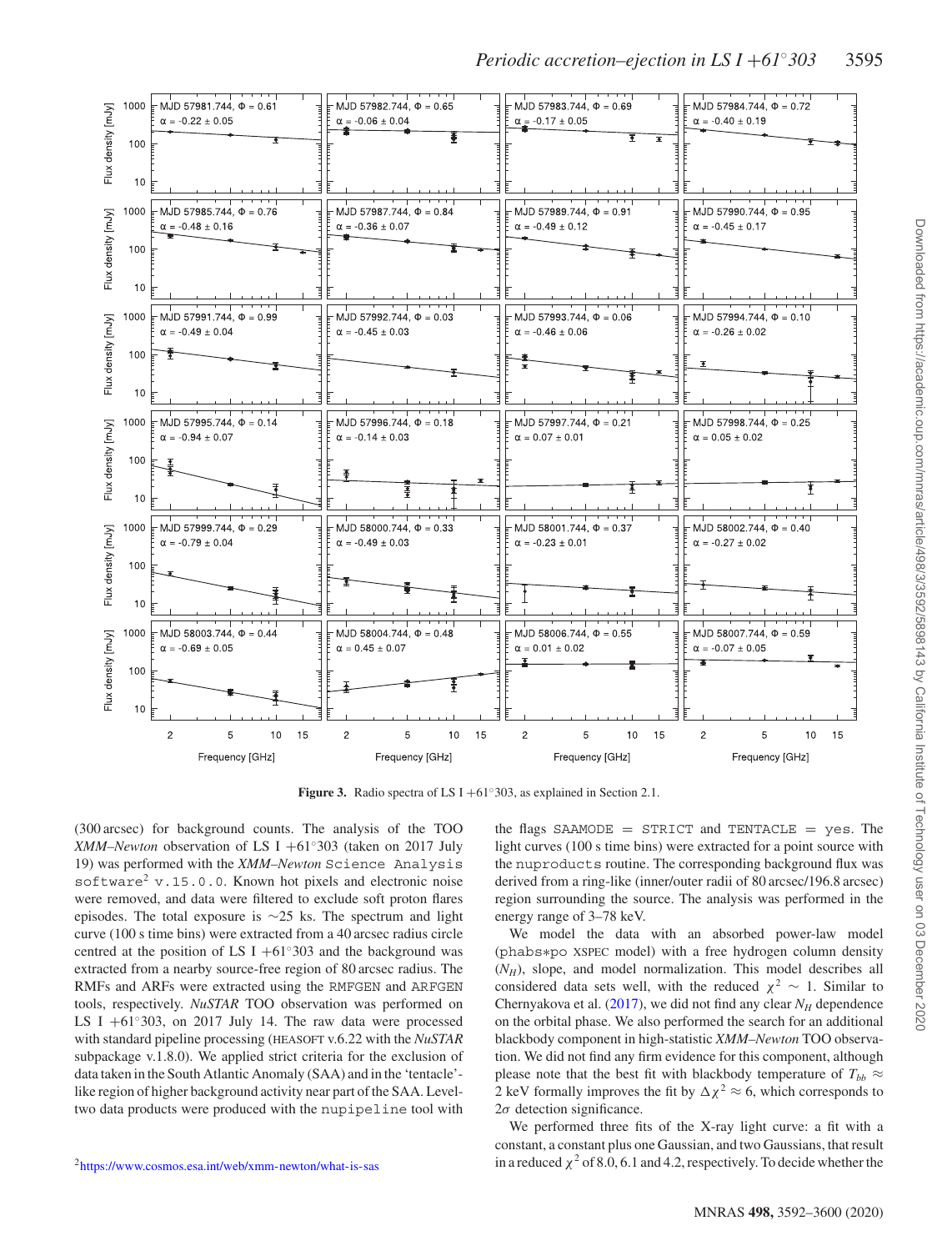Figure 3. Radio spectra of LS I +61°303, as explained in Section 2.1.

(300 arcsec) for background counts. The analysis of the TOO *XMM–Newton* observation of LS I +61°303 (taken on 2017 July 19) was performed with the *XMM–Newton* Science Analysis software[2] v.15.0.0. Known hot pixels and electronic noise were removed, and data were filtered to exclude soft proton flares episodes. The total exposure is ∼25 ks. The spectrum and light curve (100 s time bins) were extracted from a 40 arcsec radius circle centred at the position of LS I +61°303 and the background was extracted from a nearby source-free region of 80 arcsec radius. The RMFs and ARFs were extracted using the RMFGEN and ARFGEN tools, respectively. *NuSTAR* TOO observation was performed on LS I +61°303, on 2017 July 14. The raw data were processed with standard pipeline processing (HEASOFT v.6.22 with the *NuSTAR* subpackage v.1.8.0). We applied strict criteria for the exclusion of data taken in the South Atlantic Anomaly (SAA) and in the 'tentacle'-like region of higher background activity near part of the SAA. Level-two data products were produced with the nupipeline tool with the flags SAAMODE = STRICT and TENTACLE = yes. The light curves (100 s time bins) were extracted for a point source with the nuproducts routine. The corresponding background flux was derived from a ring-like (inner/outer radii of 80 arcsec/196.8 arcsec) region surrounding the source. The analysis was performed in the energy range of 3–78 keV.

We model the data with an absorbed power-law model (phabs*po XSPEC model) with a free hydrogen column density ($N_H$), slope, and model normalization. This model describes all considered data sets well, with the reduced $\chi^2 \sim 1$. Similar to Chernyakova et al. (2017), we did not find any clear $N_H$ dependence on the orbital phase. We also performed the search for an additional blackbody component in high-statistic *XMM–Newton* TOO observation. We did not find any firm evidence for this component, although please note that the best fit with blackbody temperature of $T_{bb} \approx 2$ keV formally improves the fit by $\Delta\chi^2 \approx 6$, which corresponds to $2\sigma$ detection significance.

We performed three fits of the X-ray light curve: a fit with a constant, a constant plus one Gaussian, and two Gaussians, that result in a reduced $\chi^2$ of 8.0, 6.1 and 4.2, respectively. To decide whether the

[2]https://www.cosmos.esa.int/web/xmm-newton/what-is-sas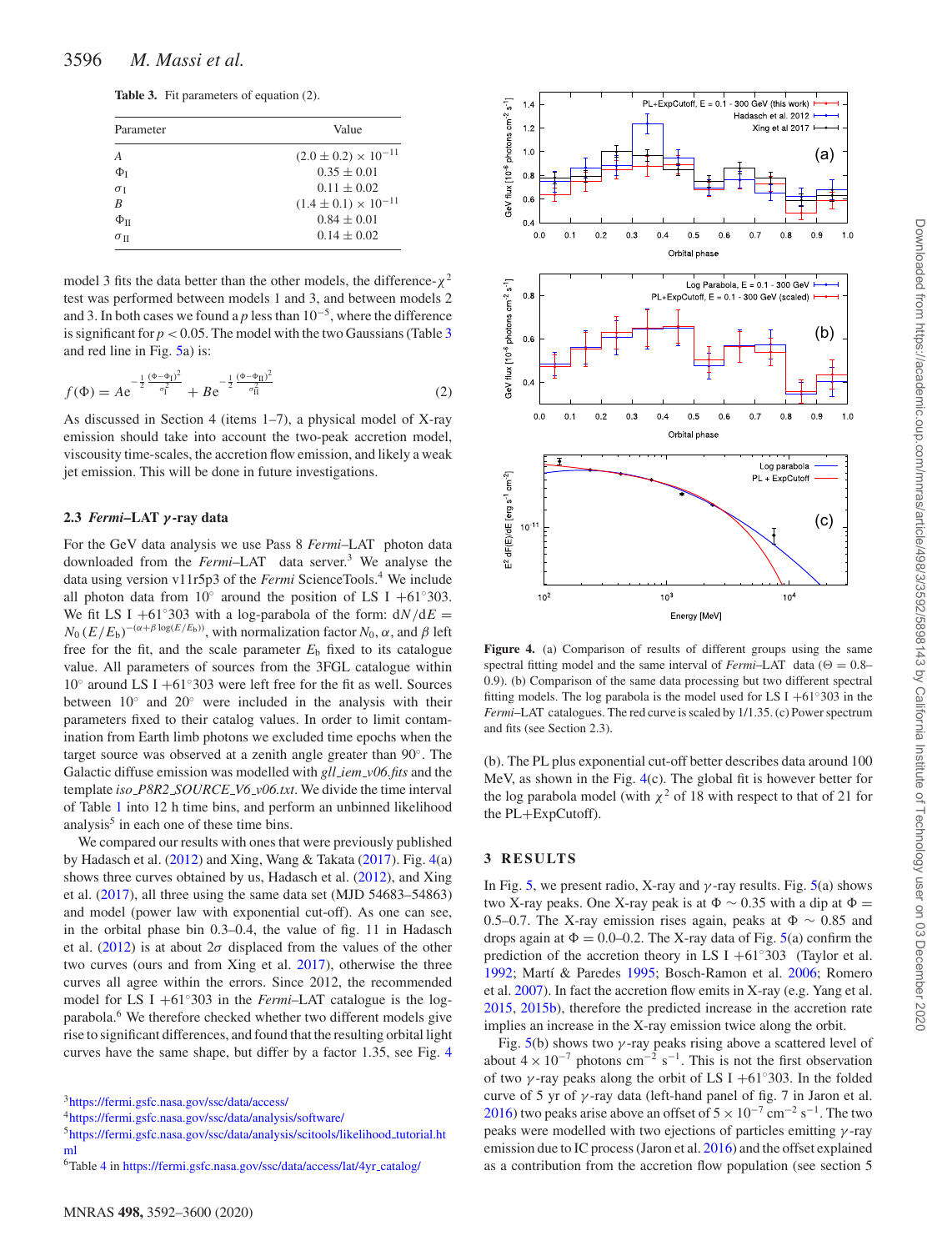**Table 3.** Fit parameters of equation (2).

| Parameter | Value |
|---|---|
| $A$ | $(2.0 \pm 0.2) \times 10^{-11}$ |
| $\Phi_{\rm I}$ | $0.35 \pm 0.01$ |
| $\sigma_{\rm I}$ | $0.11 \pm 0.02$ |
| $B$ | $(1.4 \pm 0.1) \times 10^{-11}$ |
| $\Phi_{\rm II}$ | $0.84 \pm 0.01$ |
| $\sigma_{\rm II}$ | $0.14 \pm 0.02$ |

model 3 fits the data better than the other models, the difference-$\chi^2$ test was performed between models 1 and 3, and between models 2 and 3. In both cases we found a $p$ less than $10^{-5}$, where the difference is significant for $p < 0.05$. The model with the two Gaussians (Table 3 and red line in Fig. 5a) is:

$$f(\Phi) = Ae^{-\frac{1}{2}\frac{(\Phi-\Phi_{\rm I})^2}{\sigma_{\rm I}^2}} + Be^{-\frac{1}{2}\frac{(\Phi-\Phi_{\rm II})^2}{\sigma_{\rm II}^2}} \quad (2)$$

As discussed in Section 4 (items 1–7), a physical model of X-ray emission should take into account the two-peak accretion model, viscousity time-scales, the accretion flow emission, and likely a weak jet emission. This will be done in future investigations.

### 2.3 *Fermi*–LAT $\gamma$-ray data

For the GeV data analysis we use Pass 8 *Fermi*–LAT photon data downloaded from the *Fermi*–LAT data server.[3] We analyse the data using version v11r5p3 of the *Fermi* ScienceTools.[4] We include all photon data from 10° around the position of LS I +61°303. We fit LS I +61°303 with a log-parabola of the form: $dN/dE = N_0\,(E/E_{\rm b})^{-(\alpha+\beta\log(E/E_{\rm b}))}$, with normalization factor $N_0$, $\alpha$, and $\beta$ left free for the fit, and the scale parameter $E_{\rm b}$ fixed to its catalogue value. All parameters of sources from the 3FGL catalogue within 10° around LS I +61°303 were left free for the fit as well. Sources between 10° and 20° were included in the analysis with their parameters fixed to their catalog values. In order to limit contamination from Earth limb photons we excluded time epochs when the target source was observed at a zenith angle greater than 90°. The Galactic diffuse emission was modelled with *gll_iem_v06.fits* and the template *iso_P8R2_SOURCE_V6_v06.txt*. We divide the time interval of Table 1 into 12 h time bins, and perform an unbinned likelihood analysis[5] in each one of these time bins.

We compared our results with ones that were previously published by Hadasch et al. (2012) and Xing, Wang & Takata (2017). Fig. 4(a) shows three curves obtained by us, Hadasch et al. (2012), and Xing et al. (2017), all three using the same data set (MJD 54683–54863) and model (power law with exponential cut-off). As one can see, in the orbital phase bin 0.3–0.4, the value of fig. 11 in Hadasch et al. (2012) is at about 2$\sigma$ displaced from the values of the other two curves (ours and from Xing et al. 2017), otherwise the three curves all agree within the errors. Since 2012, the recommended model for LS I +61°303 in the *Fermi*–LAT catalogue is the log-parabola.[6] We therefore checked whether two different models give rise to significant differences, and found that the resulting orbital light curves have the same shape, but differ by a factor 1.35, see Fig. 4

[3] https://fermi.gsfc.nasa.gov/ssc/data/access/

[4] https://fermi.gsfc.nasa.gov/ssc/data/analysis/software/

[5] https://fermi.gsfc.nasa.gov/ssc/data/analysis/scitools/likelihood_tutorial.html

[6] Table 4 in https://fermi.gsfc.nasa.gov/ssc/data/access/lat/4yr_catalog/

**Figure 4.** (a) Comparison of results of different groups using the same spectral fitting model and the same interval of *Fermi*–LAT data ($\Theta$ = 0.8–0.9). (b) Comparison of the same data processing but two different spectral fitting models. The log parabola is the model used for LS I +61°303 in the *Fermi*–LAT catalogues. The red curve is scaled by 1/1.35. (c) Power spectrum and fits (see Section 2.3).

(b). The PL plus exponential cut-off better describes data around 100 MeV, as shown in the Fig. 4(c). The global fit is however better for the log parabola model (with $\chi^2$ of 18 with respect to that of 21 for the PL+ExpCutoff).

## 3 RESULTS

In Fig. 5, we present radio, X-ray and $\gamma$-ray results. Fig. 5(a) shows two X-ray peaks. One X-ray peak is at $\Phi \sim 0.35$ with a dip at $\Phi$ = 0.5–0.7. The X-ray emission rises again, peaks at $\Phi \sim 0.85$ and drops again at $\Phi$ = 0.0–0.2. The X-ray data of Fig. 5(a) confirm the prediction of the accretion theory in LS I +61°303 (Taylor et al. 1992; Martí & Paredes 1995; Bosch-Ramon et al. 2006; Romero et al. 2007). In fact the accretion flow emits in X-ray (e.g. Yang et al. 2015, 2015b), therefore the predicted increase in the accretion rate implies an increase in the X-ray emission twice along the orbit.

Fig. 5(b) shows two $\gamma$-ray peaks rising above a scattered level of about $4 \times 10^{-7}$ photons cm$^{-2}$ s$^{-1}$. This is not the first observation of two $\gamma$-ray peaks along the orbit of LS I +61°303. In the folded curve of 5 yr of $\gamma$-ray data (left-hand panel of fig. 7 in Jaron et al. 2016) two peaks arise above an offset of $5 \times 10^{-7}$ cm$^{-2}$ s$^{-1}$. The two peaks were modelled with two ejections of particles emitting $\gamma$-ray emission due to IC process (Jaron et al. 2016) and the offset explained as a contribution from the accretion flow population (see section 5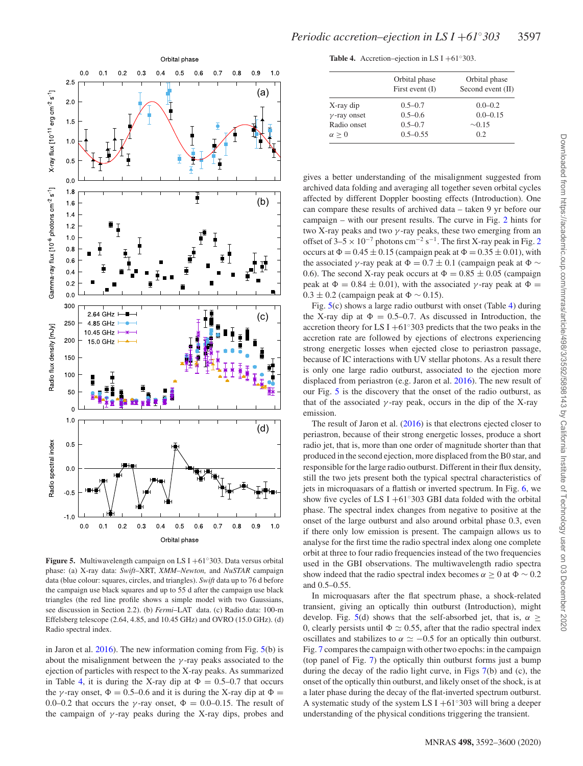Figure 5. Multiwavelength campaign on LS I +61°303. Data versus orbital phase: (a) X-ray data: *Swift*–XRT, *XMM–Newton,* and *NuSTAR* campaign data (blue colour: squares, circles, and triangles). *Swift* data up to 76 d before the campaign use black squares and up to 55 d after the campaign use black triangles (the red line profile shows a simple model with two Gaussians, see discussion in Section 2.2). (b) *Fermi*–LAT data. (c) Radio data: 100-m Effelsberg telescope (2.64, 4.85, and 10.45 GHz) and OVRO (15.0 GHz). (d) Radio spectral index.

in Jaron et al. 2016). The new information coming from Fig. 5(b) is about the misalignment between the $\gamma$-ray peaks associated to the ejection of particles with respect to the X-ray peaks. As summarized in Table 4, it is during the X-ray dip at $\Phi = 0.5$–$0.7$ that occurs the $\gamma$-ray onset, $\Phi = 0.5$–$0.6$ and it is during the X-ray dip at $\Phi = 0.0$–$0.2$ that occurs the $\gamma$-ray onset, $\Phi = 0.0$–$0.15$. The result of the campaign of $\gamma$-ray peaks during the X-ray dips, probes and gives a better understanding of the misalignment suggested from archived data folding and averaging all together seven orbital cycles affected by different Doppler boosting effects (Introduction). One can compare these results of archived data – taken 9 yr before our campaign – with our present results. The curve in Fig. 2 hints for two X-ray peaks and two $\gamma$-ray peaks, these two emerging from an offset of $3$–$5 \times 10^{-7}$ photons cm$^{-2}$ s$^{-1}$. The first X-ray peak in Fig. 2 occurs at $\Phi = 0.45 \pm 0.15$ (campaign peak at $\Phi = 0.35 \pm 0.01$), with the associated $\gamma$-ray peak at $\Phi = 0.7 \pm 0.1$ (campaign peak at $\Phi \sim 0.6$). The second X-ray peak occurs at $\Phi = 0.85 \pm 0.05$ (campaign peak at $\Phi = 0.84 \pm 0.01$), with the associated $\gamma$-ray peak at $\Phi = 0.3 \pm 0.2$ (campaign peak at $\Phi \sim 0.15$).

**Table 4.** Accretion–ejection in LS I +61°303.

| | Orbital phase First event (I) | Orbital phase Second event (II) |
|---|---|---|
| X-ray dip | 0.5–0.7 | 0.0–0.2 |
| $\gamma$-ray onset | 0.5–0.6 | 0.0–0.15 |
| Radio onset | 0.5–0.7 | $\sim$0.15 |
| $\alpha \geq 0$ | 0.5–0.55 | 0.2 |

Fig. 5(c) shows a large radio outburst with onset (Table 4) during the X-ray dip at $\Phi = 0.5$–$0.7$. As discussed in Introduction, the accretion theory for LS I +61°303 predicts that the two peaks in the accretion rate are followed by ejections of electrons experiencing strong energetic losses when ejected close to periastron passage, because of IC interactions with UV stellar photons. As a result there is only one large radio outburst, associated to the ejection more displaced from periastron (e.g. Jaron et al. 2016). The new result of our Fig. 5 is the discovery that the onset of the radio outburst, as that of the associated $\gamma$-ray peak, occurs in the dip of the X-ray emission.

The result of Jaron et al. (2016) is that electrons ejected closer to periastron, because of their strong energetic losses, produce a short radio jet, that is, more than one order of magnitude shorter than that produced in the second ejection, more displaced from the B0 star, and responsible for the large radio outburst. Different in their flux density, still the two jets present both the typical spectral characteristics of jets in microquasars of a flattish or inverted spectrum. In Fig. 6, we show five cycles of LS I +61°303 GBI data folded with the orbital phase. The spectral index changes from negative to positive at the onset of the large outburst and also around orbital phase 0.3, even if there only low emission is present. The campaign allows us to analyse for the first time the radio spectral index along one complete orbit at three to four radio frequencies instead of the two frequencies used in the GBI observations. The multiwavelength radio spectra show indeed that the radio spectral index becomes $\alpha \geq 0$ at $\Phi \sim 0.2$ and 0.5–0.55.

In microquasars after the flat spectrum phase, a shock-related transient, giving an optically thin outburst (Introduction), might develop. Fig. 5(d) shows that the self-absorbed jet, that is, $\alpha \geq 0$, clearly persists until $\Phi \simeq 0.55$, after that the radio spectral index oscillates and stabilizes to $\alpha \simeq -0.5$ for an optically thin outburst. Fig. 7 compares the campaign with other two epochs: in the campaign (top panel of Fig. 7) the optically thin outburst forms just a bump during the decay of the radio light curve, in Figs 7(b) and (c), the onset of the optically thin outburst, and likely onset of the shock, is at a later phase during the decay of the flat-inverted spectrum outburst. A systematic study of the system LS I +61°303 will bring a deeper understanding of the physical conditions triggering the transient.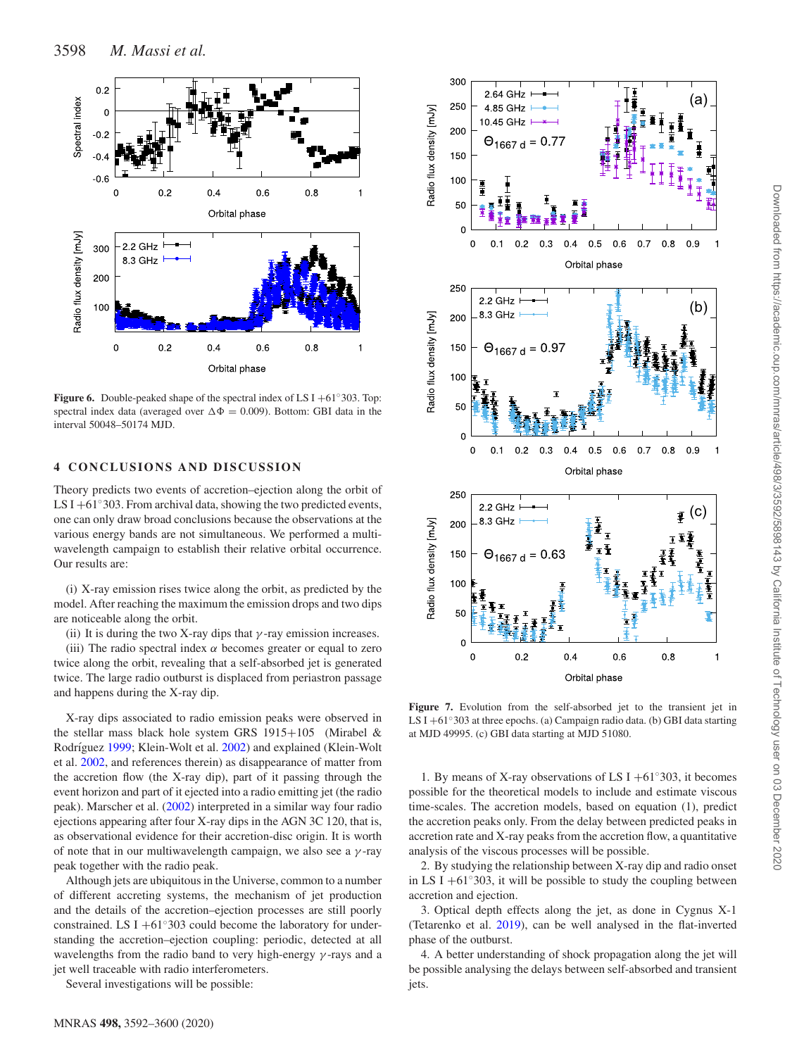**Figure 6.** Double-peaked shape of the spectral index of LS I +61°303. Top: spectral index data (averaged over $\Delta\Phi = 0.009$). Bottom: GBI data in the interval 50048–50174 MJD.

**Figure 7.** Evolution from the self-absorbed jet to the transient jet in LS I +61°303 at three epochs. (a) Campaign radio data. (b) GBI data starting at MJD 49995. (c) GBI data starting at MJD 51080.

## 4 CONCLUSIONS AND DISCUSSION

Theory predicts two events of accretion–ejection along the orbit of LS I +61°303. From archival data, showing the two predicted events, one can only draw broad conclusions because the observations at the various energy bands are not simultaneous. We performed a multi-wavelength campaign to establish their relative orbital occurrence. Our results are:

(i) X-ray emission rises twice along the orbit, as predicted by the model. After reaching the maximum the emission drops and two dips are noticeable along the orbit.

(ii) It is during the two X-ray dips that $\gamma$-ray emission increases.

(iii) The radio spectral index $\alpha$ becomes greater or equal to zero twice along the orbit, revealing that a self-absorbed jet is generated twice. The large radio outburst is displaced from periastron passage and happens during the X-ray dip.

X-ray dips associated to radio emission peaks were observed in the stellar mass black hole system GRS 1915+105 (Mirabel & Rodríguez 1999; Klein-Wolt et al. 2002) and explained (Klein-Wolt et al. 2002, and references therein) as disappearance of matter from the accretion flow (the X-ray dip), part of it passing through the event horizon and part of it ejected into a radio emitting jet (the radio peak). Marscher et al. (2002) interpreted in a similar way four radio ejections appearing after four X-ray dips in the AGN 3C 120, that is, as observational evidence for their accretion-disc origin. It is worth of note that in our multiwavelength campaign, we also see a $\gamma$-ray peak together with the radio peak.

Although jets are ubiquitous in the Universe, common to a number of different accreting systems, the mechanism of jet production and the details of the accretion–ejection processes are still poorly constrained. LS I +61°303 could become the laboratory for understanding the accretion–ejection coupling: periodic, detected at all wavelengths from the radio band to very high-energy $\gamma$-rays and a jet well traceable with radio interferometers.

Several investigations will be possible:

1. By means of X-ray observations of LS I +61°303, it becomes possible for the theoretical models to include and estimate viscous time-scales. The accretion models, based on equation (1), predict the accretion peaks only. From the delay between predicted peaks in accretion rate and X-ray peaks from the accretion flow, a quantitative analysis of the viscous processes will be possible.

2. By studying the relationship between X-ray dip and radio onset in LS I +61°303, it will be possible to study the coupling between accretion and ejection.

3. Optical depth effects along the jet, as done in Cygnus X-1 (Tetarenko et al. 2019), can be well analysed in the flat-inverted phase of the outburst.

4. A better understanding of shock propagation along the jet will be possible analysing the delays between self-absorbed and transient jets.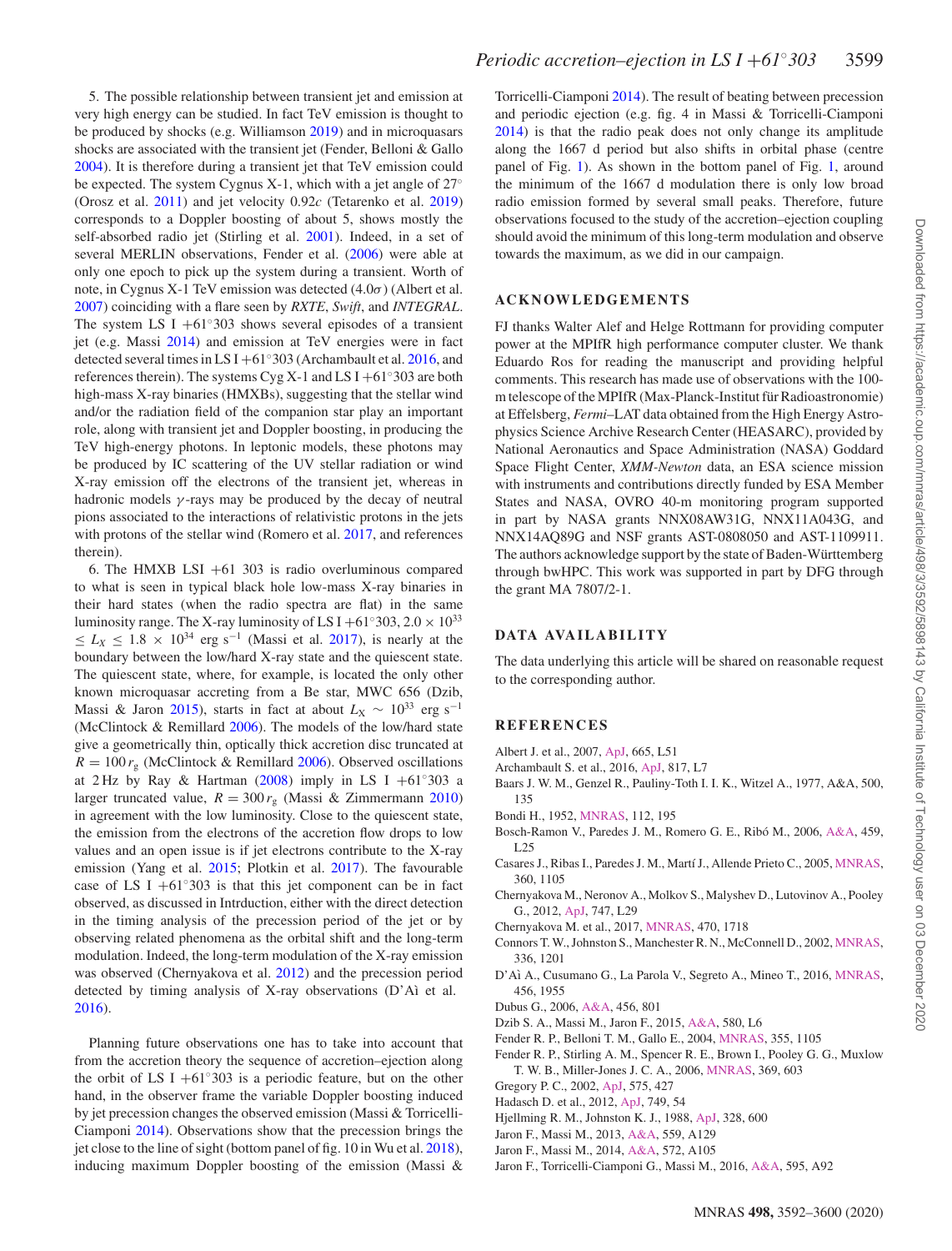5. The possible relationship between transient jet and emission at very high energy can be studied. In fact TeV emission is thought to be produced by shocks (e.g. Williamson 2019) and in microquasars shocks are associated with the transient jet (Fender, Belloni & Gallo 2004). It is therefore during a transient jet that TeV emission could be expected. The system Cygnus X-1, which with a jet angle of 27° (Orosz et al. 2011) and jet velocity 0.92$c$ (Tetarenko et al. 2019) corresponds to a Doppler boosting of about 5, shows mostly the self-absorbed radio jet (Stirling et al. 2001). Indeed, in a set of several MERLIN observations, Fender et al. (2006) were able at only one epoch to pick up the system during a transient. Worth of note, in Cygnus X-1 TeV emission was detected (4.0$\sigma$) (Albert et al. 2007) coinciding with a flare seen by *RXTE*, *Swift*, and *INTEGRAL*. The system LS I +61°303 shows several episodes of a transient jet (e.g. Massi 2014) and emission at TeV energies were in fact detected several times in LS I +61°303 (Archambault et al. 2016, and references therein). The systems Cyg X-1 and LS I +61°303 are both high-mass X-ray binaries (HMXBs), suggesting that the stellar wind and/or the radiation field of the companion star play an important role, along with transient jet and Doppler boosting, in producing the TeV high-energy photons. In leptonic models, these photons may be produced by IC scattering of the UV stellar radiation or wind X-ray emission off the electrons of the transient jet, whereas in hadronic models $\gamma$-rays may be produced by the decay of neutral pions associated to the interactions of relativistic protons in the jets with protons of the stellar wind (Romero et al. 2017, and references therein).

6. The HMXB LSI +61 303 is radio overluminous compared to what is seen in typical black hole low-mass X-ray binaries in their hard states (when the radio spectra are flat) in the same luminosity range. The X-ray luminosity of LS I +61°303, $2.0 \times 10^{33} \leq L_X \leq 1.8 \times 10^{34}$ erg s$^{-1}$ (Massi et al. 2017), is nearly at the boundary between the low/hard X-ray state and the quiescent state. The quiescent state, where, for example, is located the only other known microquasar accreting from a Be star, MWC 656 (Dzib, Massi & Jaron 2015), starts in fact at about $L_X \sim 10^{33}$ erg s$^{-1}$ (McClintock & Remillard 2006). The models of the low/hard state give a geometrically thin, optically thick accretion disc truncated at $R = 100\, r_g$ (McClintock & Remillard 2006). Observed oscillations at 2 Hz by Ray & Hartman (2008) imply in LS I +61°303 a larger truncated value, $R = 300\, r_g$ (Massi & Zimmermann 2010) in agreement with the low luminosity. Close to the quiescent state, the emission from the electrons of the accretion flow drops to low values and an open issue is if jet electrons contribute to the X-ray emission (Yang et al. 2015; Plotkin et al. 2017). The favourable case of LS I +61°303 is that this jet component can be in fact observed, as discussed in Intrduction, either with the direct detection in the timing analysis of the precession period of the jet or by observing related phenomena as the orbital shift and the long-term modulation. Indeed, the long-term modulation of the X-ray emission was observed (Chernyakova et al. 2012) and the precession period detected by timing analysis of X-ray observations (D'Aì et al. 2016).

Planning future observations one has to take into account that from the accretion theory the sequence of accretion–ejection along the orbit of LS I +61°303 is a periodic feature, but on the other hand, in the observer frame the variable Doppler boosting induced by jet precession changes the observed emission (Massi & Torricelli-Ciamponi 2014). Observations show that the precession brings the jet close to the line of sight (bottom panel of fig. 10 in Wu et al. 2018), inducing maximum Doppler boosting of the emission (Massi & Torricelli-Ciamponi 2014). The result of beating between precession and periodic ejection (e.g. fig. 4 in Massi & Torricelli-Ciamponi 2014) is that the radio peak does not only change its amplitude along the 1667 d period but also shifts in orbital phase (centre panel of Fig. 1). As shown in the bottom panel of Fig. 1, around the minimum of the 1667 d modulation there is only low broad radio emission formed by several small peaks. Therefore, future observations focused to the study of the accretion–ejection coupling should avoid the minimum of this long-term modulation and observe towards the maximum, as we did in our campaign.

## ACKNOWLEDGEMENTS

FJ thanks Walter Alef and Helge Rottmann for providing computer power at the MPIfR high performance computer cluster. We thank Eduardo Ros for reading the manuscript and providing helpful comments. This research has made use of observations with the 100-m telescope of the MPIfR (Max-Planck-Institut für Radioastronomie) at Effelsberg, *Fermi*–LAT data obtained from the High Energy Astrophysics Science Archive Research Center (HEASARC), provided by National Aeronautics and Space Administration (NASA) Goddard Space Flight Center, *XMM-Newton* data, an ESA science mission with instruments and contributions directly funded by ESA Member States and NASA, OVRO 40-m monitoring program supported in part by NASA grants NNX08AW31G, NNX11A043G, and NNX14AQ89G and NSF grants AST-0808050 and AST-1109911. The authors acknowledge support by the state of Baden-Württemberg through bwHPC. This work was supported in part by DFG through the grant MA 7807/2-1.

## DATA AVAILABILITY

The data underlying this article will be shared on reasonable request to the corresponding author.

## REFERENCES

Albert J. et al., 2007, ApJ, 665, L51
Archambault S. et al., 2016, ApJ, 817, L7
Baars J. W. M., Genzel R., Pauliny-Toth I. I. K., Witzel A., 1977, A&A, 500, 135
Bondi H., 1952, MNRAS, 112, 195
Bosch-Ramon V., Paredes J. M., Romero G. E., Ribó M., 2006, A&A, 459, L25
Casares J., Ribas I., Paredes J. M., Martí J., Allende Prieto C., 2005, MNRAS, 360, 1105
Chernyakova M., Neronov A., Molkov S., Malyshev D., Lutovinov A., Pooley G., 2012, ApJ, 747, L29
Chernyakova M. et al., 2017, MNRAS, 470, 1718
Connors T. W., Johnston S., Manchester R. N., McConnell D., 2002, MNRAS, 336, 1201
D'Aì A., Cusumano G., La Parola V., Segreto A., Mineo T., 2016, MNRAS, 456, 1955
Dubus G., 2006, A&A, 456, 801
Dzib S. A., Massi M., Jaron F., 2015, A&A, 580, L6
Fender R. P., Belloni T. M., Gallo E., 2004, MNRAS, 355, 1105
Fender R. P., Stirling A. M., Spencer R. E., Brown I., Pooley G. G., Muxlow T. W. B., Miller-Jones J. C. A., 2006, MNRAS, 369, 603
Gregory P. C., 2002, ApJ, 575, 427
Hadasch D. et al., 2012, ApJ, 749, 54
Hjellming R. M., Johnston K. J., 1988, ApJ, 328, 600
Jaron F., Massi M., 2013, A&A, 559, A129
Jaron F., Massi M., 2014, A&A, 572, A105
Jaron F., Torricelli-Ciamponi G., Massi M., 2016, A&A, 595, A92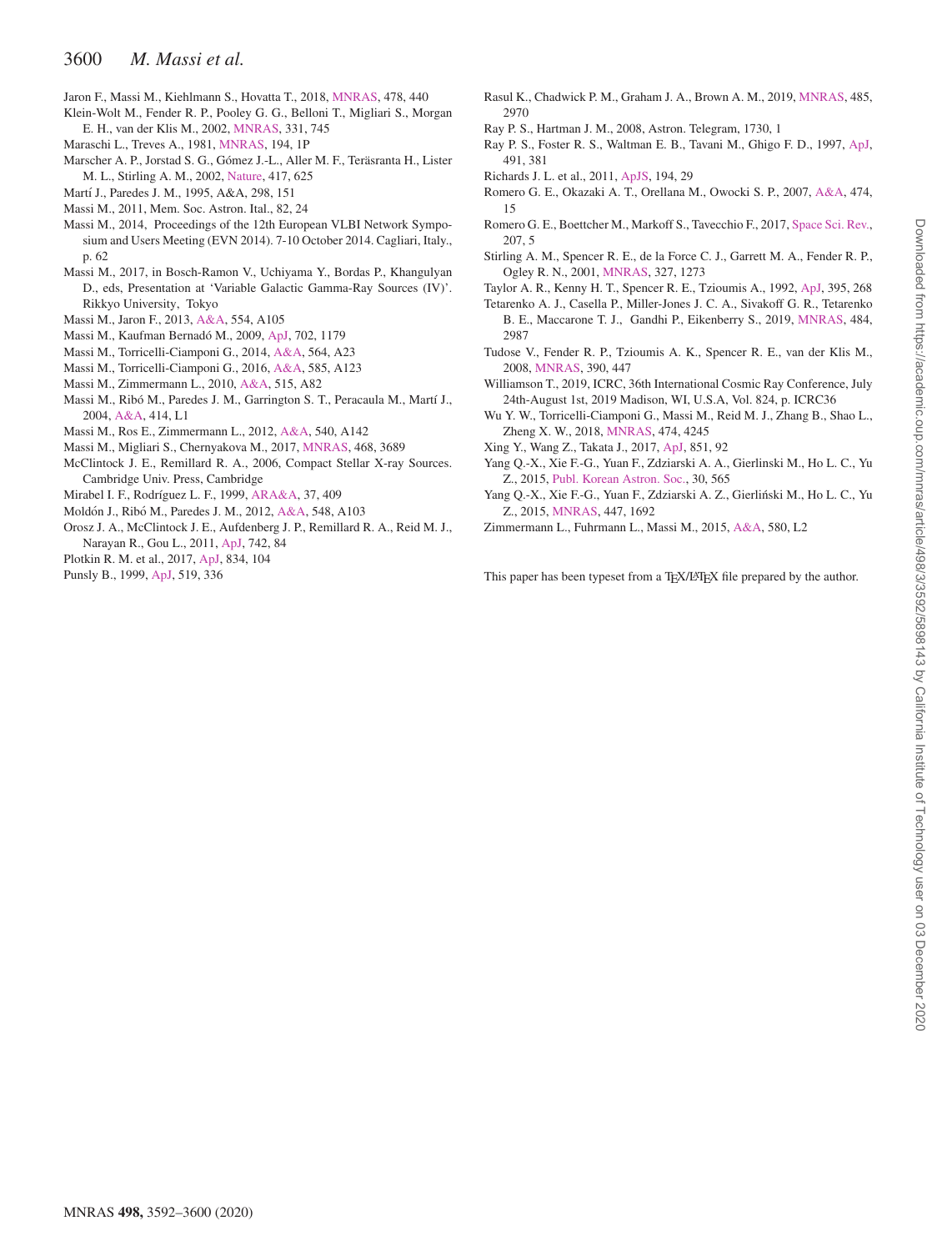Jaron F., Massi M., Kiehlmann S., Hovatta T., 2018, MNRAS, 478, 440

Klein-Wolt M., Fender R. P., Pooley G. G., Belloni T., Migliari S., Morgan E. H., van der Klis M., 2002, MNRAS, 331, 745

Maraschi L., Treves A., 1981, MNRAS, 194, 1P

Marscher A. P., Jorstad S. G., Gómez J.-L., Aller M. F., Teräsranta H., Lister M. L., Stirling A. M., 2002, Nature, 417, 625

Martí J., Paredes J. M., 1995, A&A, 298, 151

Massi M., 2011, Mem. Soc. Astron. Ital., 82, 24

Massi M., 2014, Proceedings of the 12th European VLBI Network Symposium and Users Meeting (EVN 2014). 7-10 October 2014. Cagliari, Italy., p. 62

Massi M., 2017, in Bosch-Ramon V., Uchiyama Y., Bordas P., Khangulyan D., eds, Presentation at 'Variable Galactic Gamma-Ray Sources (IV)'. Rikkyo University, Tokyo

Massi M., Jaron F., 2013, A&A, 554, A105

Massi M., Kaufman Bernadó M., 2009, ApJ, 702, 1179

Massi M., Torricelli-Ciamponi G., 2014, A&A, 564, A23

Massi M., Torricelli-Ciamponi G., 2016, A&A, 585, A123

Massi M., Zimmermann L., 2010, A&A, 515, A82

Massi M., Ribó M., Paredes J. M., Garrington S. T., Peracaula M., Martí J., 2004, A&A, 414, L1

Massi M., Ros E., Zimmermann L., 2012, A&A, 540, A142

Massi M., Migliari S., Chernyakova M., 2017, MNRAS, 468, 3689

McClintock J. E., Remillard R. A., 2006, Compact Stellar X-ray Sources. Cambridge Univ. Press, Cambridge

Mirabel I. F., Rodríguez L. F., 1999, ARA&A, 37, 409

Moldón J., Ribó M., Paredes J. M., 2012, A&A, 548, A103

Orosz J. A., McClintock J. E., Aufdenberg J. P., Remillard R. A., Reid M. J., Narayan R., Gou L., 2011, ApJ, 742, 84

Plotkin R. M. et al., 2017, ApJ, 834, 104

Punsly B., 1999, ApJ, 519, 336

Rasul K., Chadwick P. M., Graham J. A., Brown A. M., 2019, MNRAS, 485, 2970

Ray P. S., Hartman J. M., 2008, Astron. Telegram, 1730, 1

Ray P. S., Foster R. S., Waltman E. B., Tavani M., Ghigo F. D., 1997, ApJ, 491, 381

Richards J. L. et al., 2011, ApJS, 194, 29

Romero G. E., Okazaki A. T., Orellana M., Owocki S. P., 2007, A&A, 474, 15

Romero G. E., Boettcher M., Markoff S., Tavecchio F., 2017, Space Sci. Rev., 207, 5

Stirling A. M., Spencer R. E., de la Force C. J., Garrett M. A., Fender R. P., Ogley R. N., 2001, MNRAS, 327, 1273

Taylor A. R., Kenny H. T., Spencer R. E., Tzioumis A., 1992, ApJ, 395, 268

Tetarenko A. J., Casella P., Miller-Jones J. C. A., Sivakoff G. R., Tetarenko B. E., Maccarone T. J., Gandhi P., Eikenberry S., 2019, MNRAS, 484, 2987

Tudose V., Fender R. P., Tzioumis A. K., Spencer R. E., van der Klis M., 2008, MNRAS, 390, 447

Williamson T., 2019, ICRC, 36th International Cosmic Ray Conference, July 24th-August 1st, 2019 Madison, WI, U.S.A, Vol. 824, p. ICRC36

Wu Y. W., Torricelli-Ciamponi G., Massi M., Reid M. J., Zhang B., Shao L., Zheng X. W., 2018, MNRAS, 474, 4245

Xing Y., Wang Z., Takata J., 2017, ApJ, 851, 92

Yang Q.-X., Xie F.-G., Yuan F., Zdziarski A. A., Gierlinski M., Ho L. C., Yu Z., 2015, Publ. Korean Astron. Soc., 30, 565

Yang Q.-X., Xie F.-G., Yuan F., Zdziarski A. Z., Gierliński M., Ho L. C., Yu Z., 2015, MNRAS, 447, 1692

Zimmermann L., Fuhrmann L., Massi M., 2015, A&A, 580, L2

This paper has been typeset from a TEX/LATEX file prepared by the author.